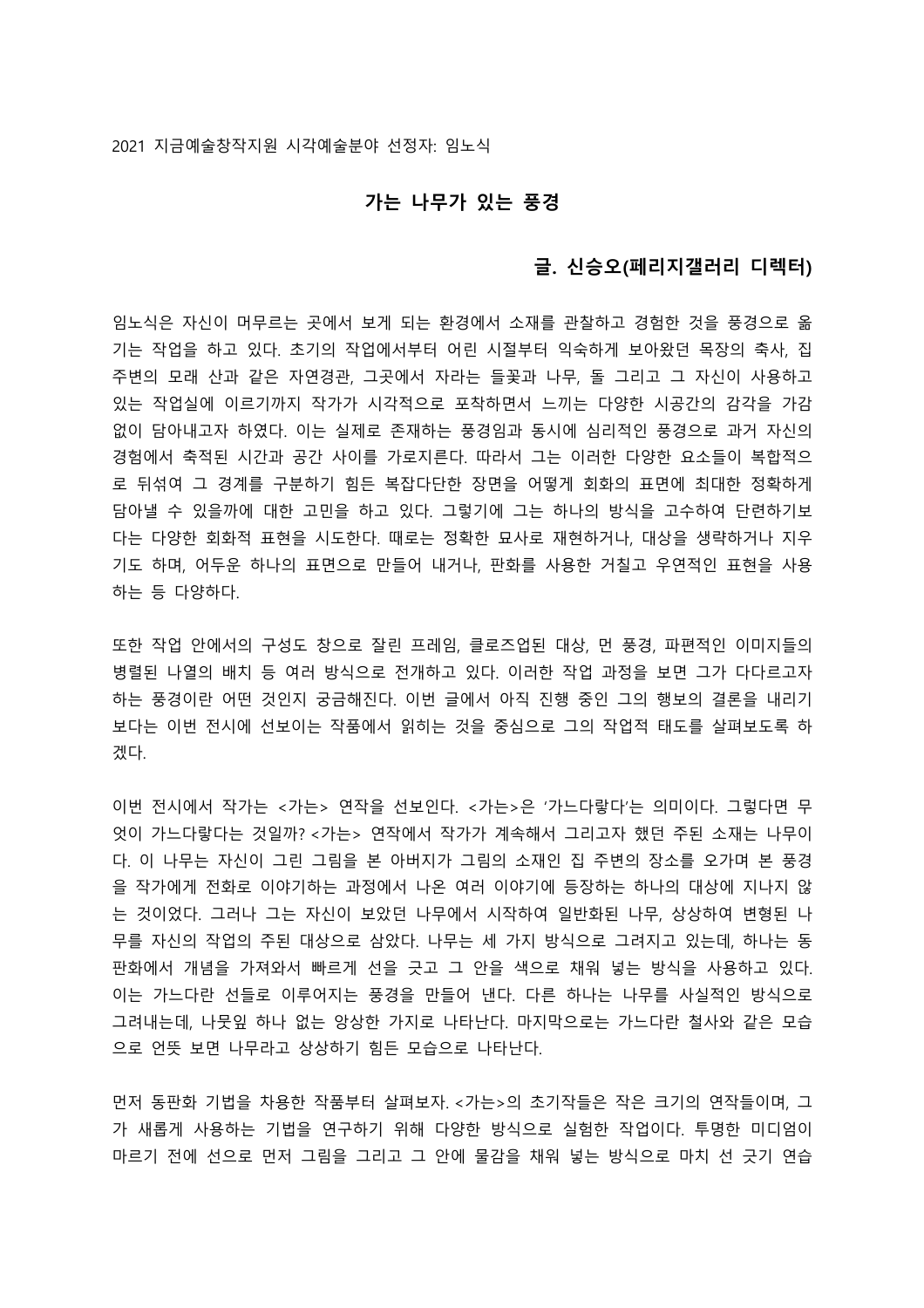2021 지금예술창작지원 시각예술분야 선정자: 임노식

# 가는 나무가 있는 풍경

### 글. 신승오(페리지갤러리 디렉터)

임노식은 자신이 머무르는 곳에서 보게 되는 환경에서 소재를 관찰하고 경험한 것을 풍경으로 옮기는 작업을 하고 있다. 초기의 작업에서부터 어린 시절부터 익숙하게 보아왔던 목장의 축사, 집 주변의 모래 산과 같은 자연경관, 그곳에서 자라는 들꽃과 나무, 돌 그리고 그 자신이 사용하고 있는 작업실에 이르기까지 작가가 시각적으로 포착하면서 느끼는 다양한 시공간의 감각을 가감없이 담아내고자 하였다. 이는 실제로 존재하는 풍경임과 동시에 심리적인 풍경으로 과거 자신의 경험에서 축적된 시간과 공간 사이를 가로지른다. 따라서 그는 이러한 다양한 요소들이 복합적으로 뒤섞여 그 경계를 구분하기 힘든 복잡다단한 장면을 어떻게 회화의 표면에 최대한 정확하게 담아낼 수 있을까에 대한 고민을 하고 있다. 그렇기에 그는 하나의 방식을 고수하여 단련하기보다는 다양한 회화적 표현을 시도한다. 때로는 정확한 묘사로 재현하거나, 대상을 생략하거나 지우기도 하며, 어두운 하나의 표면으로 만들어 내거나, 판화를 사용한 거칠고 우연적인 표현을 사용하는 등 다양하다.

또한 작업 안에서의 구성도 창으로 잘린 프레임, 클로즈업된 대상, 먼 풍경, 파편적인 이미지들의 병렬된 나열의 배치 등 여러 방식으로 전개하고 있다. 이러한 작업 과정을 보면 그가 다다르고자 하는 풍경이란 어떤 것인지 궁금해진다. 이번 글에서 아직 진행 중인 그의 행보의 결론을 내리기보다는 이번 전시에 선보이는 작품에서 읽히는 것을 중심으로 그의 작업적 태도를 살펴보도록 하겠다.

이번 전시에서 작가는 <가는> 연작을 선보인다. <가는>은 '가느다랗다'는 의미이다. 그렇다면 무엇이 가느다랗다는 것일까? <가는> 연작에서 작가가 계속해서 그리고자 했던 주된 소재는 나무이다. 이 나무는 자신이 그린 그림을 본 아버지가 그림의 소재인 집 주변의 장소를 오가며 본 풍경을 작가에게 전화로 이야기하는 과정에서 나온 여러 이야기에 등장하는 하나의 대상에 지나지 않는 것이었다. 그러나 그는 자신이 보았던 나무에서 시작하여 일반화된 나무, 상상하여 변형된 나무를 자신의 작업의 주된 대상으로 삼았다. 나무는 세 가지 방식으로 그려지고 있는데, 하나는 동판화에서 개념을 가져와서 빠르게 선을 긋고 그 안을 색으로 채워 넣는 방식을 사용하고 있다. 이는 가느다란 선들로 이루어지는 풍경을 만들어 낸다. 다른 하나는 나무를 사실적인 방식으로 그려내는데, 나뭇잎 하나 없는 앙상한 가지로 나타난다. 마지막으로는 가느다란 철사와 같은 모습으로 언뜻 보면 나무라고 상상하기 힘든 모습으로 나타난다.

먼저 동판화 기법을 차용한 작품부터 살펴보자. <가는>의 초기작들은 작은 크기의 연작들이며, 그가 새롭게 사용하는 기법을 연구하기 위해 다양한 방식으로 실험한 작업이다. 투명한 미디엄이 마르기 전에 선으로 먼저 그림을 그리고 그 안에 물감을 채워 넣는 방식으로 마치 선 긋기 연습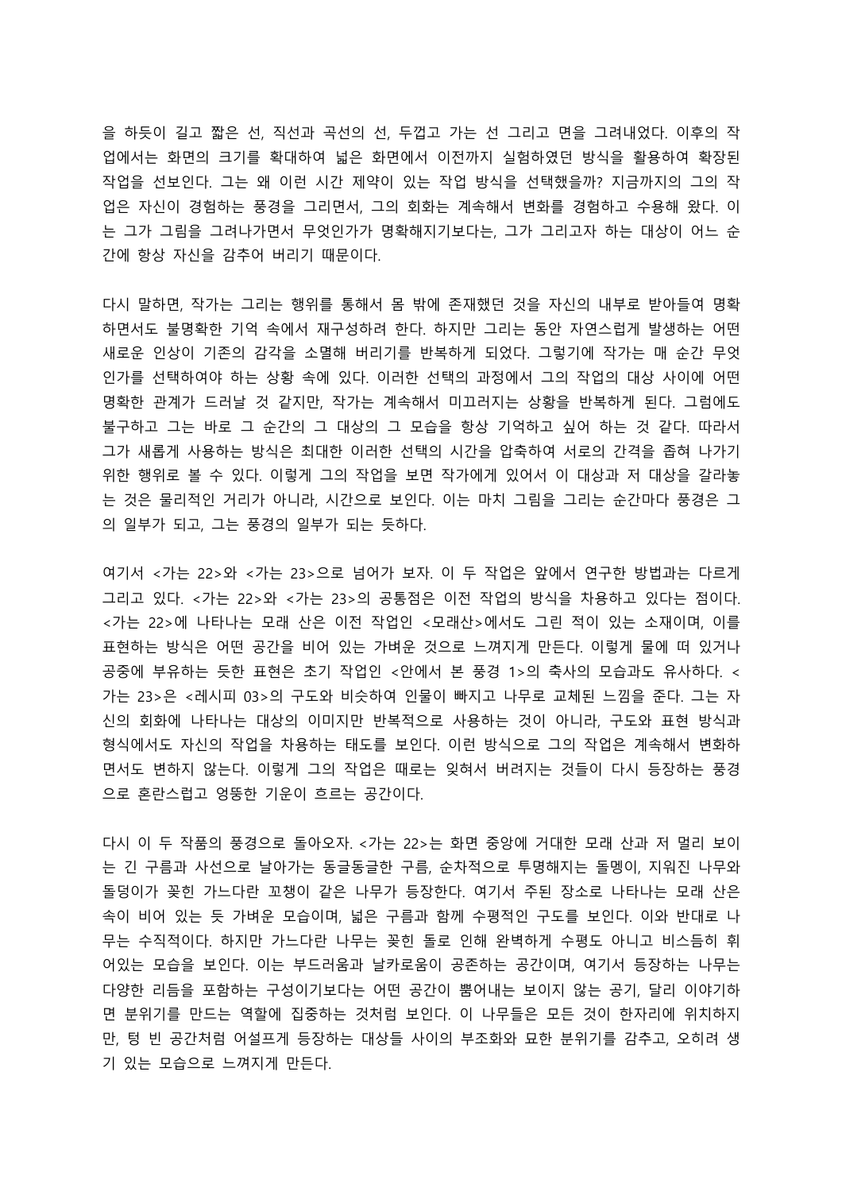을 하듯이 길고 짧은 선, 직선과 곡선의 선, 두껍고 가는 선 그리고 면을 그려내었다. 이후의 작업에서는 화면의 크기를 확대하여 넓은 화면에서 이전까지 실험하였던 방식을 활용하여 확장된 작업을 선보인다. 그는 왜 이런 시간 제약이 있는 작업 방식을 선택했을까? 지금까지의 그의 작업은 자신이 경험하는 풍경을 그리면서, 그의 회화는 계속해서 변화를 경험하고 수용해 왔다. 이는 그가 그림을 그려나가면서 무엇인가가 명확해지기보다는, 그가 그리고자 하는 대상이 어느 순간에 항상 자신을 감추어 버리기 때문이다.

다시 말하면, 작가는 그리는 행위를 통해서 몸 밖에 존재했던 것을 자신의 내부로 받아들여 명확하면서도 불명확한 기억 속에서 재구성하려 한다. 하지만 그리는 동안 자연스럽게 발생하는 어떤 새로운 인상이 기존의 감각을 소멸해 버리기를 반복하게 되었다. 그렇기에 작가는 매 순간 무엇인가를 선택하여야 하는 상황 속에 있다. 이러한 선택의 과정에서 그의 작업의 대상 사이에 어떤 명확한 관계가 드러날 것 같지만, 작가는 계속해서 미끄러지는 상황을 반복하게 된다. 그럼에도 불구하고 그는 바로 그 순간의 그 대상의 그 모습을 항상 기억하고 싶어 하는 것 같다. 따라서 그가 새롭게 사용하는 방식은 최대한 이러한 선택의 시간을 압축하여 서로의 간격을 좁혀 나가기 위한 행위로 볼 수 있다. 이렇게 그의 작업을 보면 작가에게 있어서 이 대상과 저 대상을 갈라놓는 것은 물리적인 거리가 아니라, 시간으로 보인다. 이는 마치 그림을 그리는 순간마다 풍경은 그의 일부가 되고, 그는 풍경의 일부가 되는 듯하다.

여기서 <가는 22>와 <가는 23>으로 넘어가 보자. 이 두 작업은 앞에서 연구한 방법과는 다르게 그리고 있다. <가는 22>와 <가는 23>의 공통점은 이전 작업의 방식을 차용하고 있다는 점이다. <가는 22>에 나타나는 모래 산은 이전 작업인 <모래산>에서도 그린 적이 있는 소재이며, 이를 표현하는 방식은 어떤 공간을 비어 있는 가벼운 것으로 느껴지게 만든다. 이렇게 물에 떠 있거나 공중에 부유하는 듯한 표현은 초기 작업인 <안에서 본 풍경 1>의 축사의 모습과도 유사하다. <가는 23>은 <레시피 03>의 구도와 비슷하여 인물이 빠지고 나무로 교체된 느낌을 준다. 그는 자신의 회화에 나타나는 대상의 이미지만 반복적으로 사용하는 것이 아니라, 구도와 표현 방식과 형식에서도 자신의 작업을 차용하는 태도를 보인다. 이런 방식으로 그의 작업은 계속해서 변화하면서도 변하지 않는다. 이렇게 그의 작업은 때로는 잊혀서 버려지는 것들이 다시 등장하는 풍경으로 혼란스럽고 엉뚱한 기운이 흐르는 공간이다.

다시 이 두 작품의 풍경으로 돌아오자. <가는 22>는 화면 중앙에 거대한 모래 산과 저 멀리 보이는 긴 구름과 사선으로 날아가는 동글동글한 구름, 순차적으로 투명해지는 돌멩이, 지워진 나무와 돌덩이가 꽂힌 가느다란 꼬챙이 같은 나무가 등장한다. 여기서 주된 장소로 나타나는 모래 산은 속이 비어 있는 듯 가벼운 모습이며, 넓은 구름과 함께 수평적인 구도를 보인다. 이와 반대로 나무는 수직적이다. 하지만 가느다란 나무는 꽂힌 돌로 인해 완벽하게 수평도 아니고 비스듬히 휘어있는 모습을 보인다. 이는 부드러움과 날카로움이 공존하는 공간이며, 여기서 등장하는 나무는 다양한 리듬을 포함하는 구성이기보다는 어떤 공간이 뿜어내는 보이지 않는 공기, 달리 이야기하면 분위기를 만드는 역할에 집중하는 것처럼 보인다. 이 나무들은 모든 것이 한자리에 위치하지만, 텅 빈 공간처럼 어설프게 등장하는 대상들 사이의 부조화와 묘한 분위기를 감추고, 오히려 생기 있는 모습으로 느껴지게 만든다.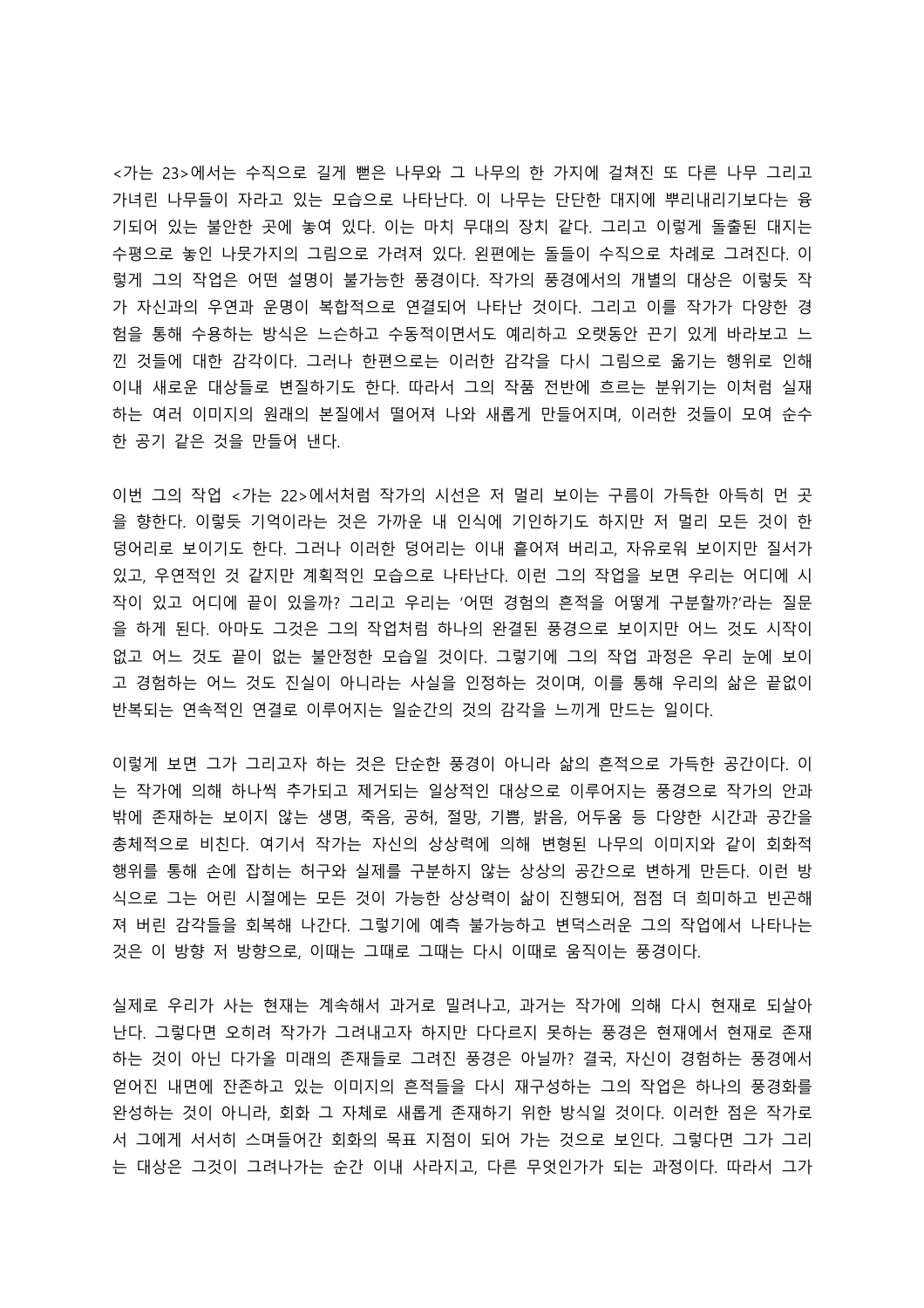<가는 23>에서는 수직으로 길게 뻗은 나무와 그 나무의 한 가지에 걸쳐진 또 다른 나무 그리고 가녀린 나무들이 자라고 있는 모습으로 나타난다. 이 나무는 단단한 대지에 뿌리내리기보다는 융기되어 있는 불안한 곳에 놓여 있다. 이는 마치 무대의 장치 같다. 그리고 이렇게 돌출된 대지는 수평으로 놓인 나뭇가지의 그림으로 가려져 있다. 왼편에는 돌들이 수직으로 차례로 그려진다. 이렇게 그의 작업은 어떤 설명이 불가능한 풍경이다. 작가의 풍경에서의 개별의 대상은 이렇듯 작가 자신과의 우연과 운명이 복합적으로 연결되어 나타난 것이다. 그리고 이를 작가가 다양한 경험을 통해 수용하는 방식은 느슨하고 수동적이면서도 예리하고 오랫동안 끈기 있게 바라보고 느낀 것들에 대한 감각이다. 그러나 한편으로는 이러한 감각을 다시 그림으로 옮기는 행위로 인해 이내 새로운 대상들로 변질하기도 한다. 따라서 그의 작품 전반에 흐르는 분위기는 이처럼 실재하는 여러 이미지의 원래의 본질에서 떨어져 나와 새롭게 만들어지며, 이러한 것들이 모여 순수한 공기 같은 것을 만들어 낸다.

이번 그의 작업 <가는 22>에서처럼 작가의 시선은 저 멀리 보이는 구름이 가득한 아득히 먼 곳을 향한다. 이렇듯 기억이라는 것은 가까운 내 인식에 기인하기도 하지만 저 멀리 모든 것이 한 덩어리로 보이기도 한다. 그러나 이러한 덩어리는 이내 흩어져 버리고, 자유로워 보이지만 질서가 있고, 우연적인 것 같지만 계획적인 모습으로 나타난다. 이런 그의 작업을 보면 우리는 어디에 시작이 있고 어디에 끝이 있을까? 그리고 우리는 '어떤 경험의 흔적을 어떻게 구분할까?'라는 질문을 하게 된다. 아마도 그것은 그의 작업처럼 하나의 완결된 풍경으로 보이지만 어느 것도 시작이 없고 어느 것도 끝이 없는 불안정한 모습일 것이다. 그렇기에 그의 작업 과정은 우리 눈에 보이고 경험하는 어느 것도 진실이 아니라는 사실을 인정하는 것이며, 이를 통해 우리의 삶은 끝없이 반복되는 연속적인 연결로 이루어지는 일순간의 것의 감각을 느끼게 만드는 일이다.

이렇게 보면 그가 그리고자 하는 것은 단순한 풍경이 아니라 삶의 흔적으로 가득한 공간이다. 이는 작가에 의해 하나씩 추가되고 제거되는 일상적인 대상으로 이루어지는 풍경으로 작가의 안과 밖에 존재하는 보이지 않는 생명, 죽음, 공허, 절망, 기쁨, 밝음, 어두움 등 다양한 시간과 공간을 총체적으로 비친다. 여기서 작가는 자신의 상상력에 의해 변형된 나무의 이미지와 같이 회화적 행위를 통해 손에 잡히는 허구와 실제를 구분하지 않는 상상의 공간으로 변하게 만든다. 이런 방식으로 그는 어린 시절에는 모든 것이 가능한 상상력이 삶이 진행되어, 점점 더 희미하고 빈곤해져 버린 감각들을 회복해 나간다. 그렇기에 예측 불가능하고 변덕스러운 그의 작업에서 나타나는 것은 이 방향 저 방향으로, 이때는 그때로 그때는 다시 이때로 움직이는 풍경이다.

실제로 우리가 사는 현재는 계속해서 과거로 밀려나고, 과거는 작가에 의해 다시 현재로 되살아난다. 그렇다면 오히려 작가가 그려내고자 하지만 다다르지 못하는 풍경은 현재에서 현재로 존재하는 것이 아닌 다가올 미래의 존재들로 그려진 풍경은 아닐까? 결국, 자신이 경험하는 풍경에서 얻어진 내면에 잔존하고 있는 이미지의 흔적들을 다시 재구성하는 그의 작업은 하나의 풍경화를 완성하는 것이 아니라, 회화 그 자체로 새롭게 존재하기 위한 방식일 것이다. 이러한 점은 작가로서 그에게 서서히 스며들어간 회화의 목표 지점이 되어 가는 것으로 보인다. 그렇다면 그가 그리는 대상은 그것이 그려나가는 순간 이내 사라지고, 다른 무엇인가가 되는 과정이다. 따라서 그가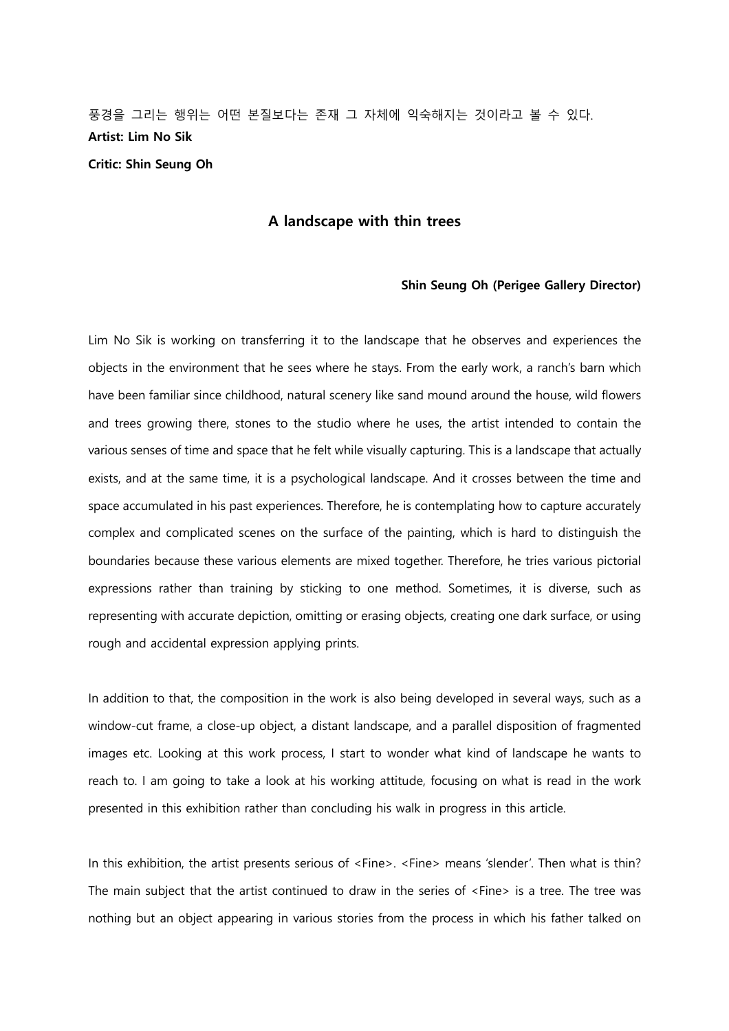풍경을 그리는 행위는 어떤 본질보다는 존재 그 자체에 익숙해지는 것이라고 볼 수 있다.

**Artist: Lim No Sik**

**Critic: Shin Seung Oh**

## A landscape with thin trees

**Shin Seung Oh (Perigee Gallery Director)**

Lim No Sik is working on transferring it to the landscape that he observes and experiences the objects in the environment that he sees where he stays. From the early work, a ranch's barn which have been familiar since childhood, natural scenery like sand mound around the house, wild flowers and trees growing there, stones to the studio where he uses, the artist intended to contain the various senses of time and space that he felt while visually capturing. This is a landscape that actually exists, and at the same time, it is a psychological landscape. And it crosses between the time and space accumulated in his past experiences. Therefore, he is contemplating how to capture accurately complex and complicated scenes on the surface of the painting, which is hard to distinguish the boundaries because these various elements are mixed together. Therefore, he tries various pictorial expressions rather than training by sticking to one method. Sometimes, it is diverse, such as representing with accurate depiction, omitting or erasing objects, creating one dark surface, or using rough and accidental expression applying prints.

In addition to that, the composition in the work is also being developed in several ways, such as a window-cut frame, a close-up object, a distant landscape, and a parallel disposition of fragmented images etc. Looking at this work process, I start to wonder what kind of landscape he wants to reach to. I am going to take a look at his working attitude, focusing on what is read in the work presented in this exhibition rather than concluding his walk in progress in this article.

In this exhibition, the artist presents serious of <Fine>. <Fine> means 'slender'. Then what is thin? The main subject that the artist continued to draw in the series of <Fine> is a tree. The tree was nothing but an object appearing in various stories from the process in which his father talked on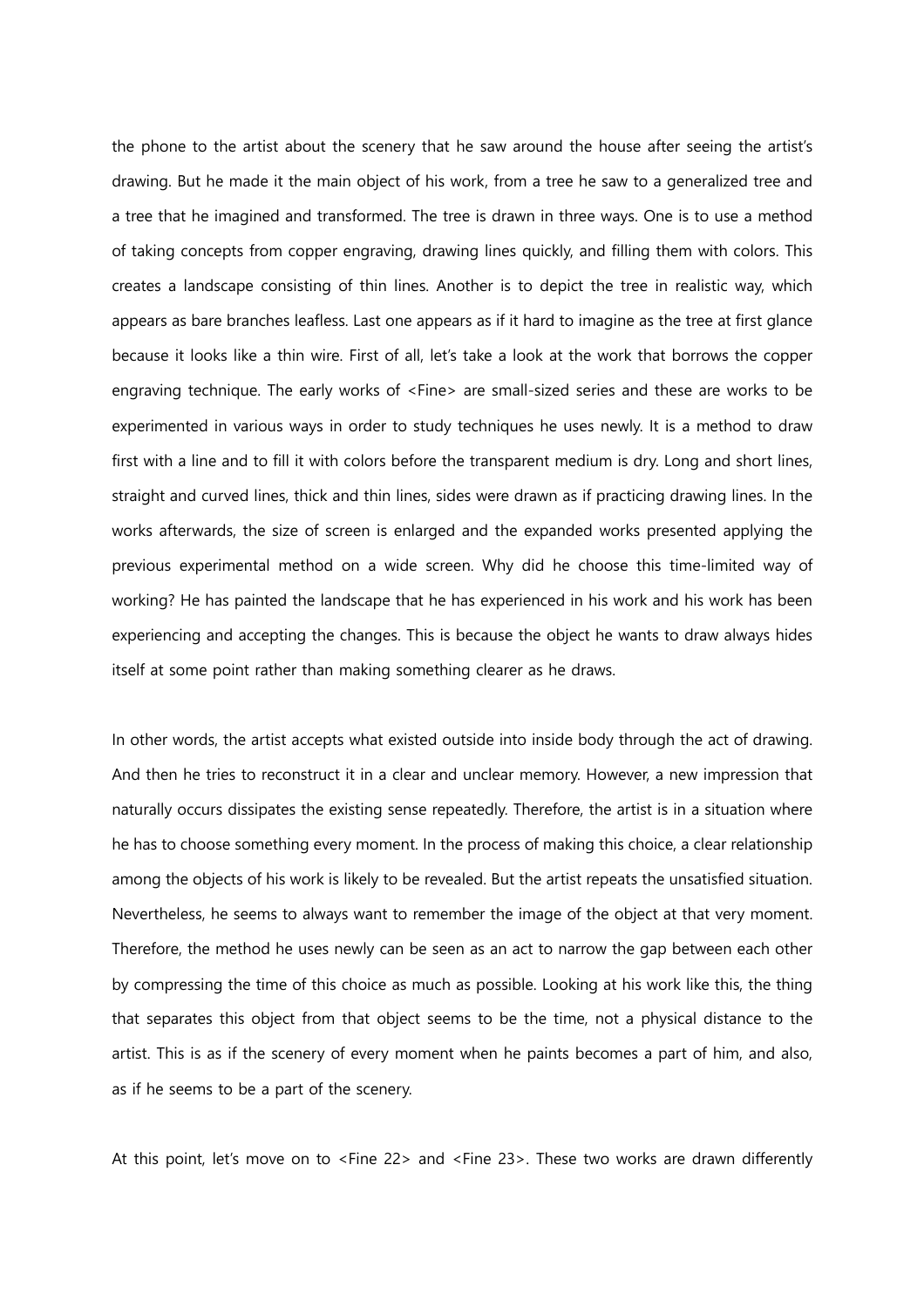the phone to the artist about the scenery that he saw around the house after seeing the artist's drawing. But he made it the main object of his work, from a tree he saw to a generalized tree and a tree that he imagined and transformed. The tree is drawn in three ways. One is to use a method of taking concepts from copper engraving, drawing lines quickly, and filling them with colors. This creates a landscape consisting of thin lines. Another is to depict the tree in realistic way, which appears as bare branches leafless. Last one appears as if it hard to imagine as the tree at first glance because it looks like a thin wire. First of all, let's take a look at the work that borrows the copper engraving technique. The early works of <Fine> are small-sized series and these are works to be experimented in various ways in order to study techniques he uses newly. It is a method to draw first with a line and to fill it with colors before the transparent medium is dry. Long and short lines, straight and curved lines, thick and thin lines, sides were drawn as if practicing drawing lines. In the works afterwards, the size of screen is enlarged and the expanded works presented applying the previous experimental method on a wide screen. Why did he choose this time-limited way of working? He has painted the landscape that he has experienced in his work and his work has been experiencing and accepting the changes. This is because the object he wants to draw always hides itself at some point rather than making something clearer as he draws.

In other words, the artist accepts what existed outside into inside body through the act of drawing. And then he tries to reconstruct it in a clear and unclear memory. However, a new impression that naturally occurs dissipates the existing sense repeatedly. Therefore, the artist is in a situation where he has to choose something every moment. In the process of making this choice, a clear relationship among the objects of his work is likely to be revealed. But the artist repeats the unsatisfied situation. Nevertheless, he seems to always want to remember the image of the object at that very moment. Therefore, the method he uses newly can be seen as an act to narrow the gap between each other by compressing the time of this choice as much as possible. Looking at his work like this, the thing that separates this object from that object seems to be the time, not a physical distance to the artist. This is as if the scenery of every moment when he paints becomes a part of him, and also, as if he seems to be a part of the scenery.

At this point, let's move on to <Fine 22> and <Fine 23>. These two works are drawn differently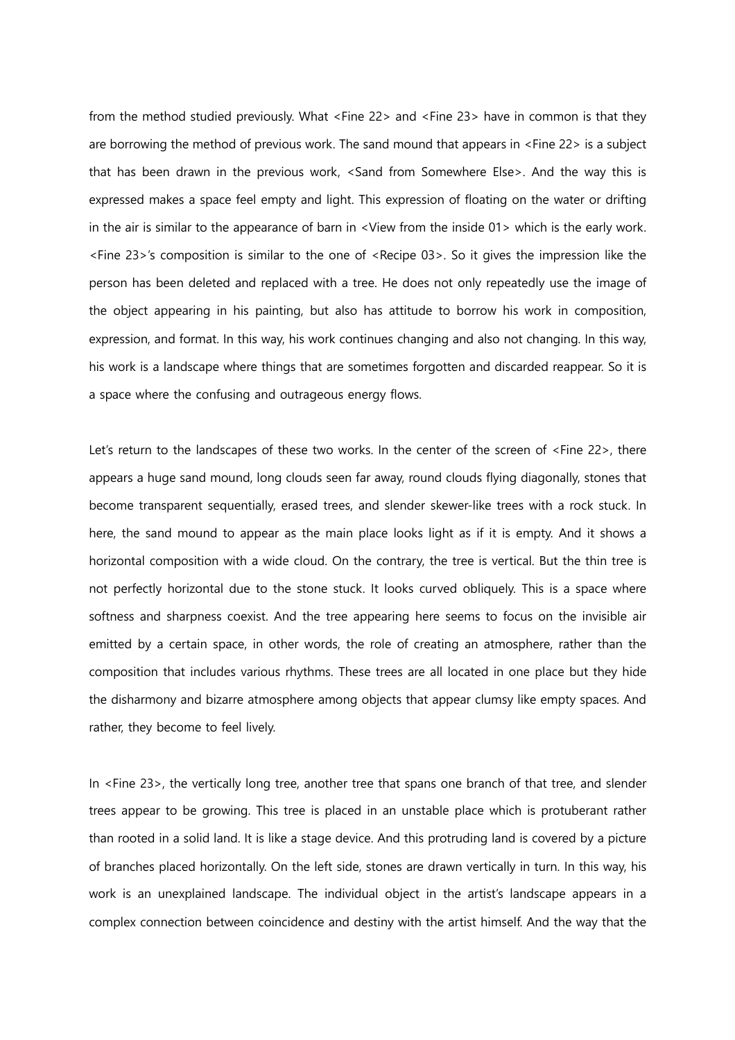from the method studied previously. What <Fine 22> and <Fine 23> have in common is that they are borrowing the method of previous work. The sand mound that appears in <Fine 22> is a subject that has been drawn in the previous work, <Sand from Somewhere Else>. And the way this is expressed makes a space feel empty and light. This expression of floating on the water or drifting in the air is similar to the appearance of barn in <View from the inside 01> which is the early work. <Fine 23>'s composition is similar to the one of <Recipe 03>. So it gives the impression like the person has been deleted and replaced with a tree. He does not only repeatedly use the image of the object appearing in his painting, but also has attitude to borrow his work in composition, expression, and format. In this way, his work continues changing and also not changing. In this way, his work is a landscape where things that are sometimes forgotten and discarded reappear. So it is a space where the confusing and outrageous energy flows.

Let's return to the landscapes of these two works. In the center of the screen of <Fine 22>, there appears a huge sand mound, long clouds seen far away, round clouds flying diagonally, stones that become transparent sequentially, erased trees, and slender skewer-like trees with a rock stuck. In here, the sand mound to appear as the main place looks light as if it is empty. And it shows a horizontal composition with a wide cloud. On the contrary, the tree is vertical. But the thin tree is not perfectly horizontal due to the stone stuck. It looks curved obliquely. This is a space where softness and sharpness coexist. And the tree appearing here seems to focus on the invisible air emitted by a certain space, in other words, the role of creating an atmosphere, rather than the composition that includes various rhythms. These trees are all located in one place but they hide the disharmony and bizarre atmosphere among objects that appear clumsy like empty spaces. And rather, they become to feel lively.

In <Fine 23>, the vertically long tree, another tree that spans one branch of that tree, and slender trees appear to be growing. This tree is placed in an unstable place which is protuberant rather than rooted in a solid land. It is like a stage device. And this protruding land is covered by a picture of branches placed horizontally. On the left side, stones are drawn vertically in turn. In this way, his work is an unexplained landscape. The individual object in the artist's landscape appears in a complex connection between coincidence and destiny with the artist himself. And the way that the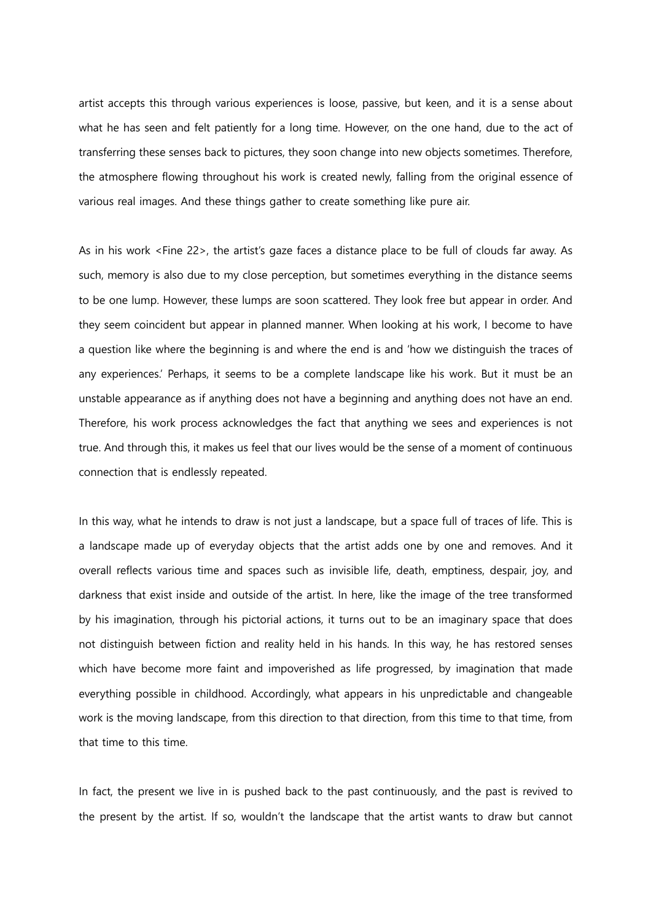artist accepts this through various experiences is loose, passive, but keen, and it is a sense about what he has seen and felt patiently for a long time. However, on the one hand, due to the act of transferring these senses back to pictures, they soon change into new objects sometimes. Therefore, the atmosphere flowing throughout his work is created newly, falling from the original essence of various real images. And these things gather to create something like pure air.

As in his work <Fine 22>, the artist's gaze faces a distance place to be full of clouds far away. As such, memory is also due to my close perception, but sometimes everything in the distance seems to be one lump. However, these lumps are soon scattered. They look free but appear in order. And they seem coincident but appear in planned manner. When looking at his work, I become to have a question like where the beginning is and where the end is and 'how we distinguish the traces of any experiences.' Perhaps, it seems to be a complete landscape like his work. But it must be an unstable appearance as if anything does not have a beginning and anything does not have an end. Therefore, his work process acknowledges the fact that anything we sees and experiences is not true. And through this, it makes us feel that our lives would be the sense of a moment of continuous connection that is endlessly repeated.

In this way, what he intends to draw is not just a landscape, but a space full of traces of life. This is a landscape made up of everyday objects that the artist adds one by one and removes. And it overall reflects various time and spaces such as invisible life, death, emptiness, despair, joy, and darkness that exist inside and outside of the artist. In here, like the image of the tree transformed by his imagination, through his pictorial actions, it turns out to be an imaginary space that does not distinguish between fiction and reality held in his hands. In this way, he has restored senses which have become more faint and impoverished as life progressed, by imagination that made everything possible in childhood. Accordingly, what appears in his unpredictable and changeable work is the moving landscape, from this direction to that direction, from this time to that time, from that time to this time.

In fact, the present we live in is pushed back to the past continuously, and the past is revived to the present by the artist. If so, wouldn't the landscape that the artist wants to draw but cannot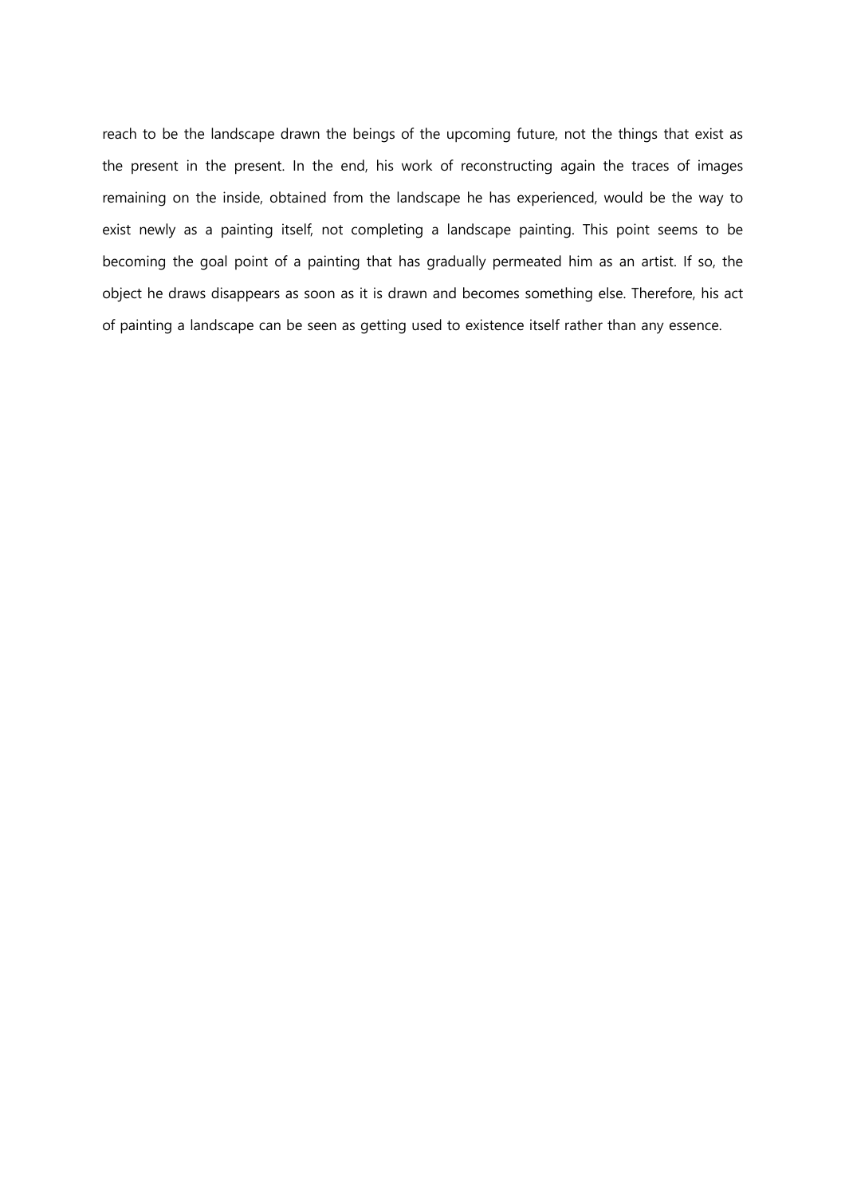reach to be the landscape drawn the beings of the upcoming future, not the things that exist as the present in the present. In the end, his work of reconstructing again the traces of images remaining on the inside, obtained from the landscape he has experienced, would be the way to exist newly as a painting itself, not completing a landscape painting. This point seems to be becoming the goal point of a painting that has gradually permeated him as an artist. If so, the object he draws disappears as soon as it is drawn and becomes something else. Therefore, his act of painting a landscape can be seen as getting used to existence itself rather than any essence.